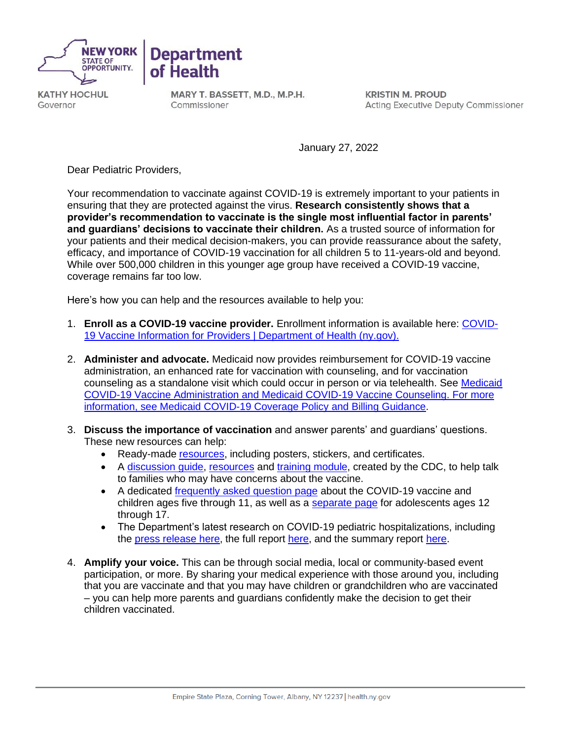**NEW YORK STATE OF OPPORTUNITY.** | **Department of Health**

**KATHY HOCHUL**
Governor

**MARY T. BASSETT, M.D., M.P.H.**
Commissioner

**KRISTIN M. PROUD**
Acting Executive Deputy Commissioner

January 27, 2022

Dear Pediatric Providers,

Your recommendation to vaccinate against COVID-19 is extremely important to your patients in ensuring that they are protected against the virus. **Research consistently shows that a provider's recommendation to vaccinate is the single most influential factor in parents' and guardians' decisions to vaccinate their children.** As a trusted source of information for your patients and their medical decision-makers, you can provide reassurance about the safety, efficacy, and importance of COVID-19 vaccination for all children 5 to 11-years-old and beyond. While over 500,000 children in this younger age group have received a COVID-19 vaccine, coverage remains far too low.

Here's how you can help and the resources available to help you:

1. **Enroll as a COVID-19 vaccine provider.** Enrollment information is available here: COVID-19 Vaccine Information for Providers | Department of Health (ny.gov).

2. **Administer and advocate.** Medicaid now provides reimbursement for COVID-19 vaccine administration, an enhanced rate for vaccination with counseling, and for vaccination counseling as a standalone visit which could occur in person or via telehealth. See Medicaid COVID-19 Vaccine Administration and Medicaid COVID-19 Vaccine Counseling. For more information, see Medicaid COVID-19 Coverage Policy and Billing Guidance.

3. **Discuss the importance of vaccination** and answer parents' and guardians' questions. These new resources can help:
   - Ready-made resources, including posters, stickers, and certificates.
   - A discussion guide, resources and training module, created by the CDC, to help talk to families who may have concerns about the vaccine.
   - A dedicated frequently asked question page about the COVID-19 vaccine and children ages five through 11, as well as a separate page for adolescents ages 12 through 17.
   - The Department's latest research on COVID-19 pediatric hospitalizations, including the press release here, the full report here, and the summary report here.

4. **Amplify your voice.** This can be through social media, local or community-based event participation, or more. By sharing your medical experience with those around you, including that you are vaccinate and that you may have children or grandchildren who are vaccinated – you can help more parents and guardians confidently make the decision to get their children vaccinated.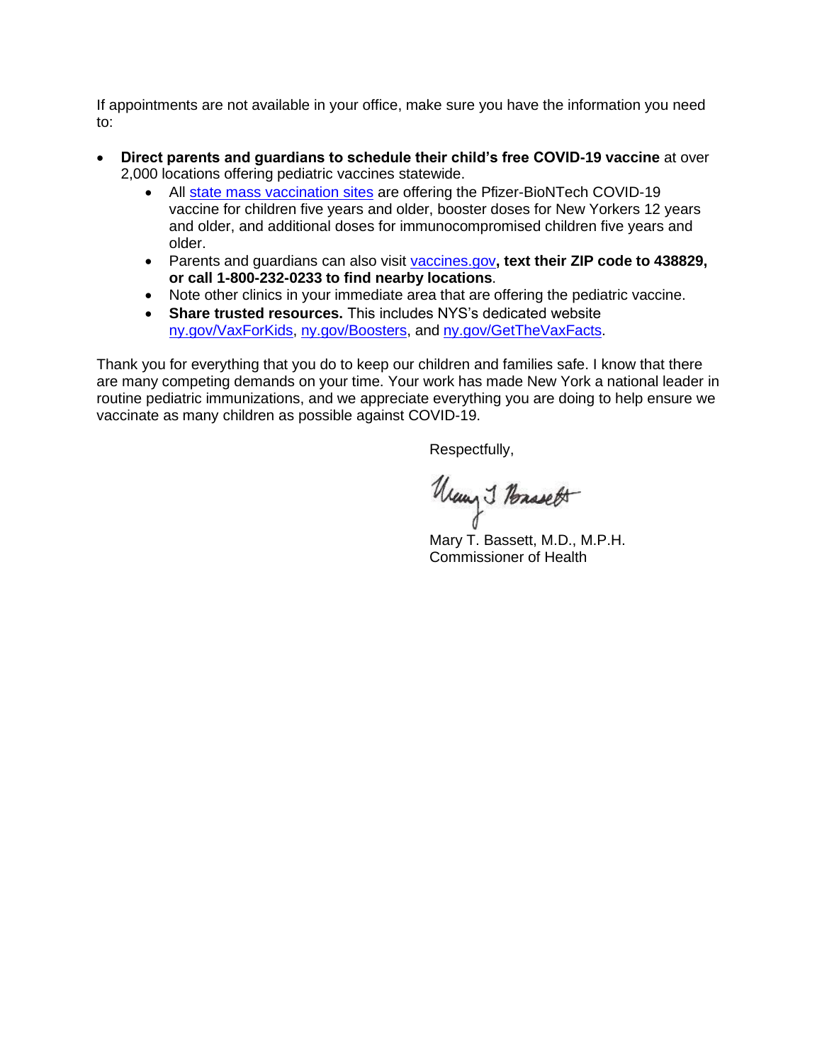If appointments are not available in your office, make sure you have the information you need to:

- **Direct parents and guardians to schedule their child's free COVID-19 vaccine** at over 2,000 locations offering pediatric vaccines statewide.
  - All state mass vaccination sites are offering the Pfizer-BioNTech COVID-19 vaccine for children five years and older, booster doses for New Yorkers 12 years and older, and additional doses for immunocompromised children five years and older.
  - Parents and guardians can also visit vaccines.gov**, text their ZIP code to 438829, or call 1-800-232-0233 to find nearby locations**.
  - Note other clinics in your immediate area that are offering the pediatric vaccine.
  - **Share trusted resources.** This includes NYS's dedicated website ny.gov/VaxForKids, ny.gov/Boosters, and ny.gov/GetTheVaxFacts.

Thank you for everything that you do to keep our children and families safe. I know that there are many competing demands on your time. Your work has made New York a national leader in routine pediatric immunizations, and we appreciate everything you are doing to help ensure we vaccinate as many children as possible against COVID-19.

Respectfully,

Mary T. Bassett, M.D., M.P.H.  
Commissioner of Health